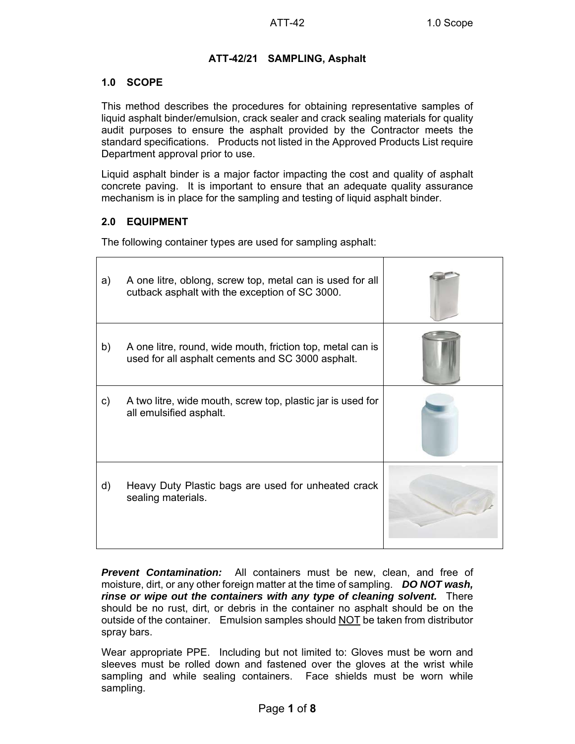# ATT-42/21 SAMPLING, Asphalt

## 1.0 SCOPE

This method describes the procedures for obtaining representative samples of liquid asphalt binder/emulsion, crack sealer and crack sealing materials for quality audit purposes to ensure the asphalt provided by the Contractor meets the standard specifications. Products not listed in the Approved Products List require Department approval prior to use.

Liquid asphalt binder is a major factor impacting the cost and quality of asphalt concrete paving. It is important to ensure that an adequate quality assurance mechanism is in place for the sampling and testing of liquid asphalt binder.

## 2.0 EQUIPMENT

The following container types are used for sampling asphalt:

| | |
|---|---|
| a) A one litre, oblong, screw top, metal can is used for all cutback asphalt with the exception of SC 3000. | |
| b) A one litre, round, wide mouth, friction top, metal can is used for all asphalt cements and SC 3000 asphalt. | |
| c) A two litre, wide mouth, screw top, plastic jar is used for all emulsified asphalt. | |
| d) Heavy Duty Plastic bags are used for unheated crack sealing materials. | |

***Prevent Contamination:*** All containers must be new, clean, and free of moisture, dirt, or any other foreign matter at the time of sampling. ***DO NOT wash, rinse or wipe out the containers with any type of cleaning solvent.*** There should be no rust, dirt, or debris in the container no asphalt should be on the outside of the container. Emulsion samples should <u>NOT</u> be taken from distributor spray bars.

Wear appropriate PPE. Including but not limited to: Gloves must be worn and sleeves must be rolled down and fastened over the gloves at the wrist while sampling and while sealing containers. Face shields must be worn while sampling.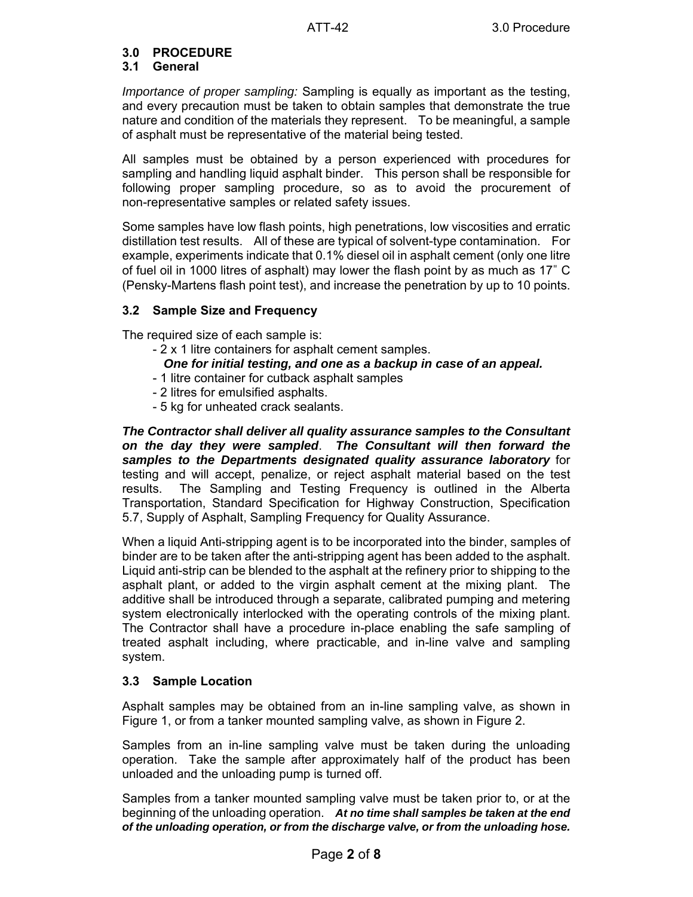## 3.0 PROCEDURE

### 3.1 General

*Importance of proper sampling:* Sampling is equally as important as the testing, and every precaution must be taken to obtain samples that demonstrate the true nature and condition of the materials they represent. To be meaningful, a sample of asphalt must be representative of the material being tested.

All samples must be obtained by a person experienced with procedures for sampling and handling liquid asphalt binder. This person shall be responsible for following proper sampling procedure, so as to avoid the procurement of non-representative samples or related safety issues.

Some samples have low flash points, high penetrations, low viscosities and erratic distillation test results. All of these are typical of solvent-type contamination. For example, experiments indicate that 0.1% diesel oil in asphalt cement (only one litre of fuel oil in 1000 litres of asphalt) may lower the flash point by as much as 17" C (Pensky-Martens flash point test), and increase the penetration by up to 10 points.

### 3.2 Sample Size and Frequency

The required size of each sample is:

- 2 x 1 litre containers for asphalt cement samples.
  ***One for initial testing, and one as a backup in case of an appeal.***
- 1 litre container for cutback asphalt samples
- 2 litres for emulsified asphalts.
- 5 kg for unheated crack sealants.

***The Contractor shall deliver all quality assurance samples to the Consultant on the day they were sampled***. ***The Consultant will then forward the samples to the Departments designated quality assurance laboratory*** for testing and will accept, penalize, or reject asphalt material based on the test results. The Sampling and Testing Frequency is outlined in the Alberta Transportation, Standard Specification for Highway Construction, Specification 5.7, Supply of Asphalt, Sampling Frequency for Quality Assurance.

When a liquid Anti-stripping agent is to be incorporated into the binder, samples of binder are to be taken after the anti-stripping agent has been added to the asphalt. Liquid anti-strip can be blended to the asphalt at the refinery prior to shipping to the asphalt plant, or added to the virgin asphalt cement at the mixing plant. The additive shall be introduced through a separate, calibrated pumping and metering system electronically interlocked with the operating controls of the mixing plant. The Contractor shall have a procedure in-place enabling the safe sampling of treated asphalt including, where practicable, and in-line valve and sampling system.

### 3.3 Sample Location

Asphalt samples may be obtained from an in-line sampling valve, as shown in Figure 1, or from a tanker mounted sampling valve, as shown in Figure 2.

Samples from an in-line sampling valve must be taken during the unloading operation. Take the sample after approximately half of the product has been unloaded and the unloading pump is turned off.

Samples from a tanker mounted sampling valve must be taken prior to, or at the beginning of the unloading operation. ***At no time shall samples be taken at the end of the unloading operation, or from the discharge valve, or from the unloading hose.***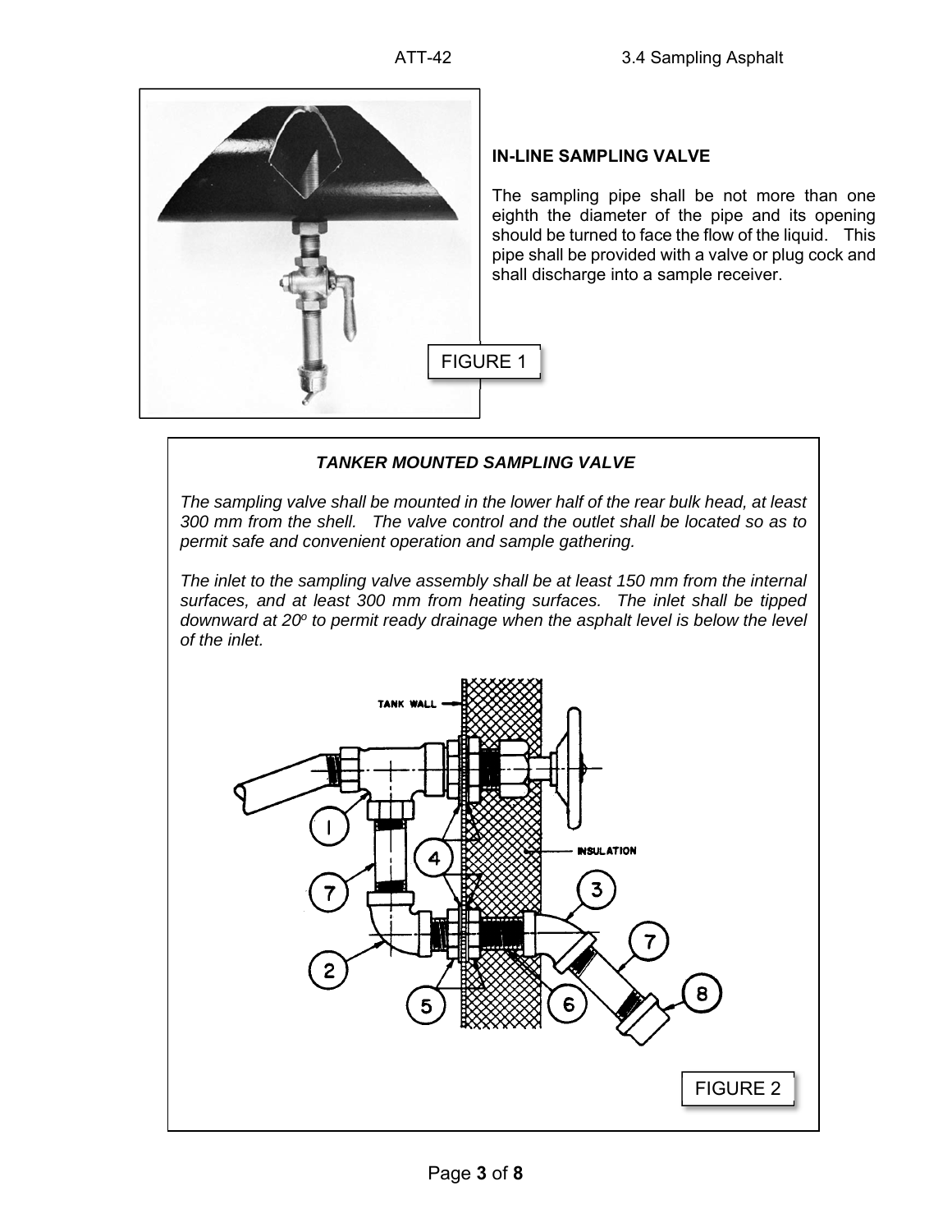FIGURE 1

## IN-LINE SAMPLING VALVE

The sampling pipe shall be not more than one eighth the diameter of the pipe and its opening should be turned to face the flow of the liquid. This pipe shall be provided with a valve or plug cock and shall discharge into a sample receiver.

## *TANKER MOUNTED SAMPLING VALVE*

*The sampling valve shall be mounted in the lower half of the rear bulk head, at least 300 mm from the shell. The valve control and the outlet shall be located so as to permit safe and convenient operation and sample gathering.*

*The inlet to the sampling valve assembly shall be at least 150 mm from the internal surfaces, and at least 300 mm from heating surfaces. The inlet shall be tipped downward at 20º to permit ready drainage when the asphalt level is below the level of the inlet.*

FIGURE 2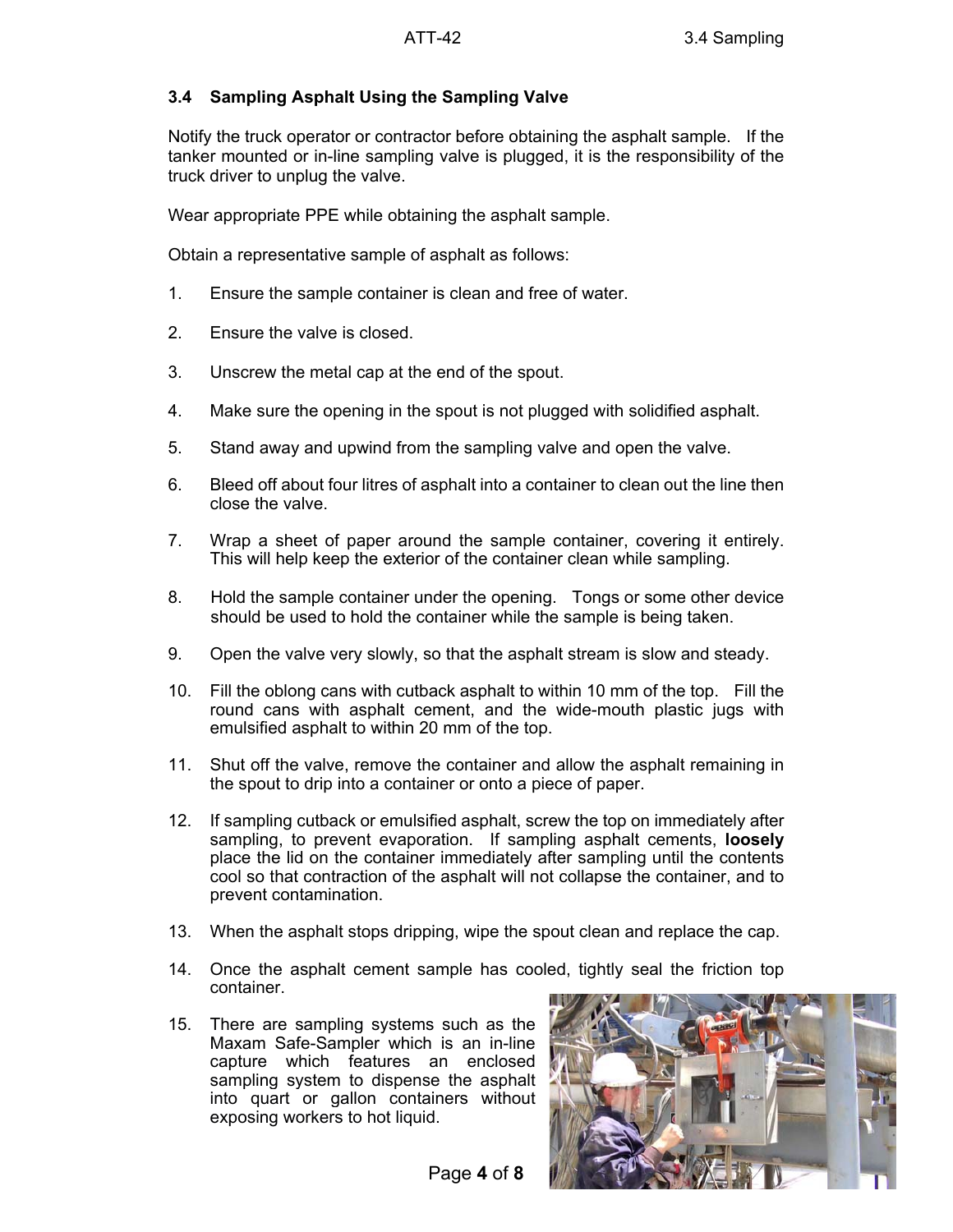### 3.4 Sampling Asphalt Using the Sampling Valve

Notify the truck operator or contractor before obtaining the asphalt sample. If the tanker mounted or in-line sampling valve is plugged, it is the responsibility of the truck driver to unplug the valve.

Wear appropriate PPE while obtaining the asphalt sample.

Obtain a representative sample of asphalt as follows:

1. Ensure the sample container is clean and free of water.
2. Ensure the valve is closed.
3. Unscrew the metal cap at the end of the spout.
4. Make sure the opening in the spout is not plugged with solidified asphalt.
5. Stand away and upwind from the sampling valve and open the valve.
6. Bleed off about four litres of asphalt into a container to clean out the line then close the valve.
7. Wrap a sheet of paper around the sample container, covering it entirely. This will help keep the exterior of the container clean while sampling.
8. Hold the sample container under the opening. Tongs or some other device should be used to hold the container while the sample is being taken.
9. Open the valve very slowly, so that the asphalt stream is slow and steady.
10. Fill the oblong cans with cutback asphalt to within 10 mm of the top. Fill the round cans with asphalt cement, and the wide-mouth plastic jugs with emulsified asphalt to within 20 mm of the top.
11. Shut off the valve, remove the container and allow the asphalt remaining in the spout to drip into a container or onto a piece of paper.
12. If sampling cutback or emulsified asphalt, screw the top on immediately after sampling, to prevent evaporation. If sampling asphalt cements, **loosely** place the lid on the container immediately after sampling until the contents cool so that contraction of the asphalt will not collapse the container, and to prevent contamination.
13. When the asphalt stops dripping, wipe the spout clean and replace the cap.
14. Once the asphalt cement sample has cooled, tightly seal the friction top container.
15. There are sampling systems such as the Maxam Safe-Sampler which is an in-line capture which features an enclosed sampling system to dispense the asphalt into quart or gallon containers without exposing workers to hot liquid.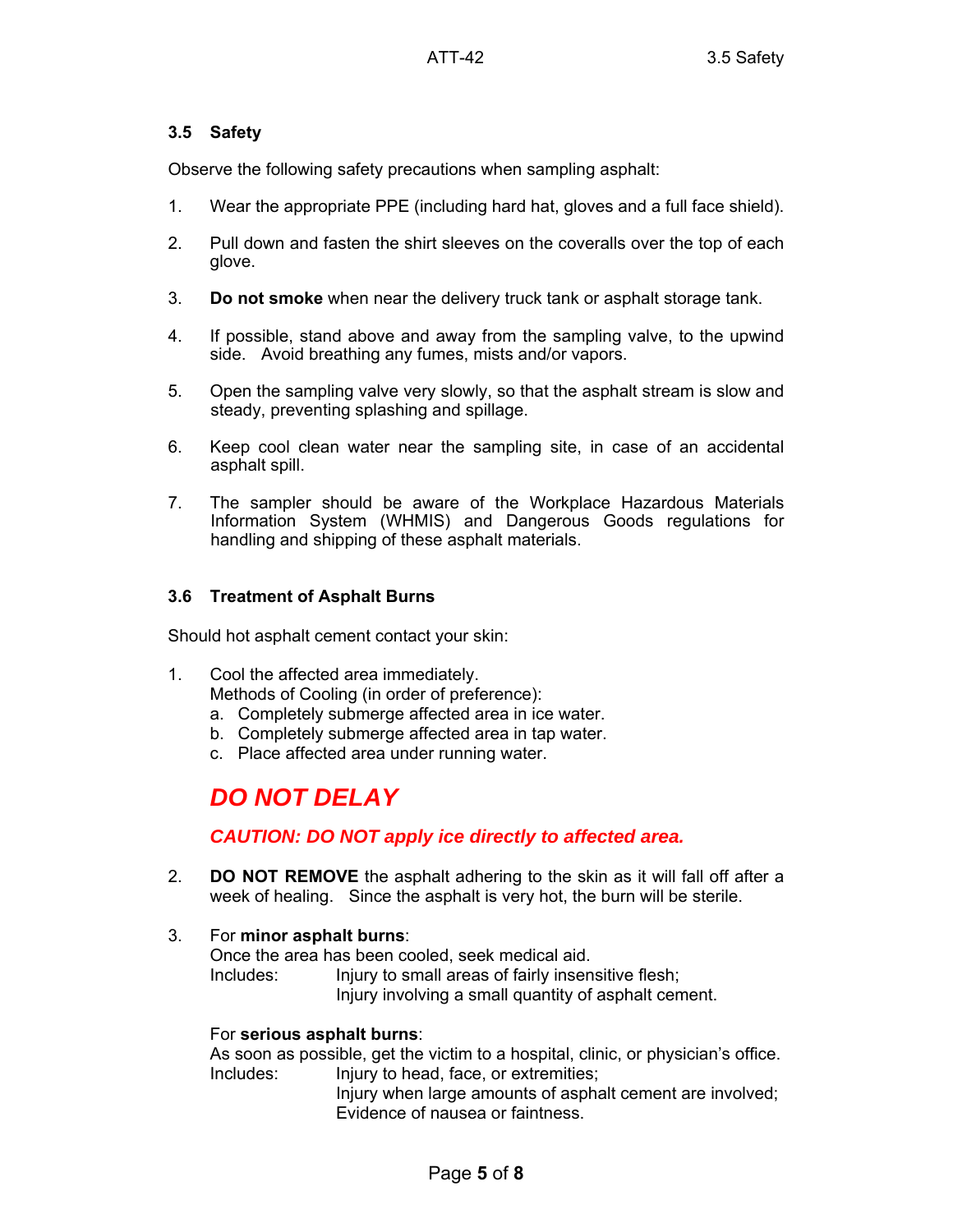### 3.5 Safety

Observe the following safety precautions when sampling asphalt:

1. Wear the appropriate PPE (including hard hat, gloves and a full face shield).

2. Pull down and fasten the shirt sleeves on the coveralls over the top of each glove.

3. **Do not smoke** when near the delivery truck tank or asphalt storage tank.

4. If possible, stand above and away from the sampling valve, to the upwind side. Avoid breathing any fumes, mists and/or vapors.

5. Open the sampling valve very slowly, so that the asphalt stream is slow and steady, preventing splashing and spillage.

6. Keep cool clean water near the sampling site, in case of an accidental asphalt spill.

7. The sampler should be aware of the Workplace Hazardous Materials Information System (WHMIS) and Dangerous Goods regulations for handling and shipping of these asphalt materials.

### 3.6 Treatment of Asphalt Burns

Should hot asphalt cement contact your skin:

1. Cool the affected area immediately.
   Methods of Cooling (in order of preference):
   a. Completely submerge affected area in ice water.
   b. Completely submerge affected area in tap water.
   c. Place affected area under running water.

   ***DO NOT DELAY***

   ***CAUTION: DO NOT apply ice directly to affected area.***

2. **DO NOT REMOVE** the asphalt adhering to the skin as it will fall off after a week of healing. Since the asphalt is very hot, the burn will be sterile.

3. For **minor asphalt burns**:
   Once the area has been cooled, seek medical aid.
   Includes: Injury to small areas of fairly insensitive flesh;
   Injury involving a small quantity of asphalt cement.

   For **serious asphalt burns**:
   As soon as possible, get the victim to a hospital, clinic, or physician's office.
   Includes: Injury to head, face, or extremities;
   Injury when large amounts of asphalt cement are involved;
   Evidence of nausea or faintness.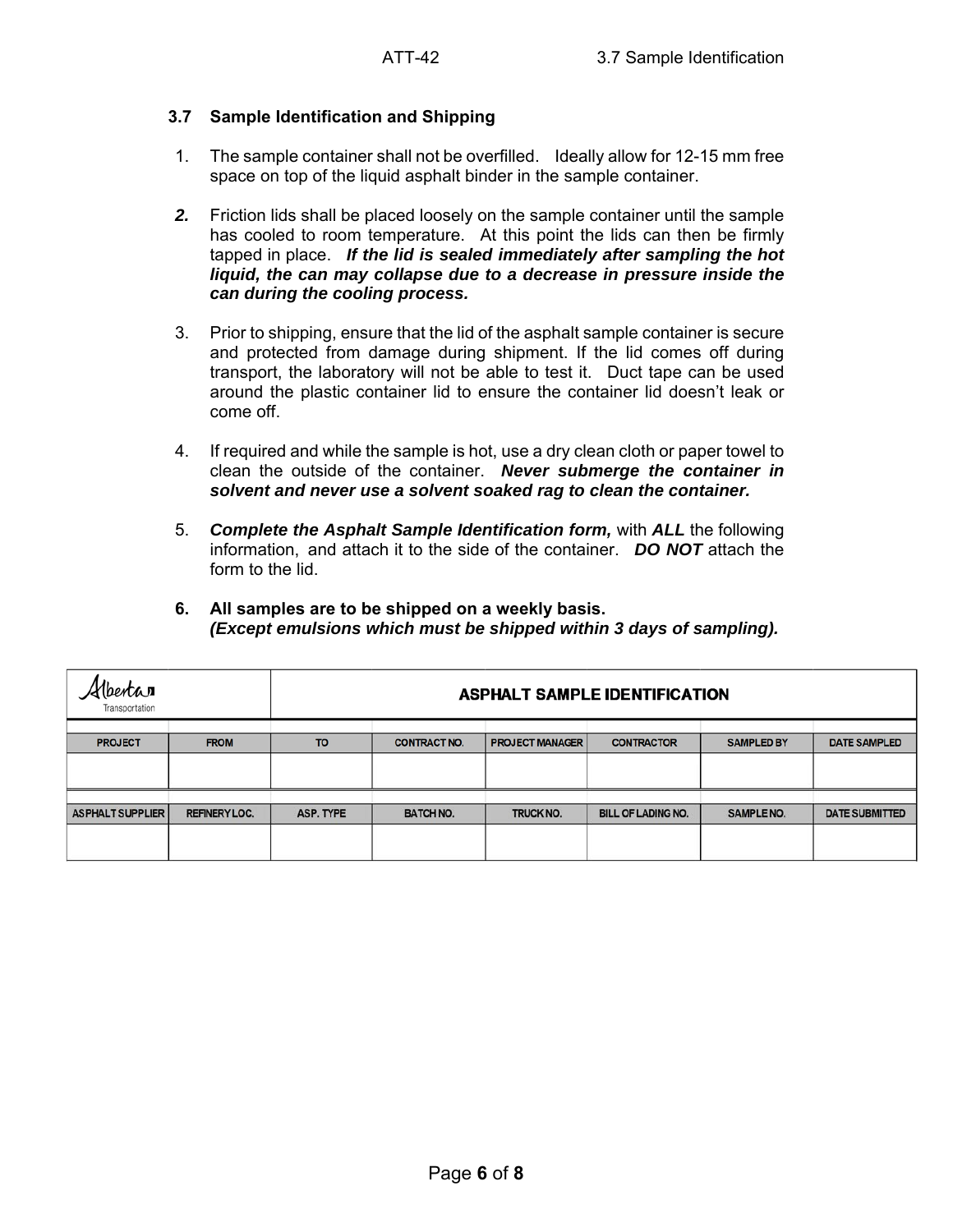### 3.7 Sample Identification and Shipping

1. The sample container shall not be overfilled. Ideally allow for 12-15 mm free space on top of the liquid asphalt binder in the sample container.

2. Friction lids shall be placed loosely on the sample container until the sample has cooled to room temperature. At this point the lids can then be firmly tapped in place. ***If the lid is sealed immediately after sampling the hot liquid, the can may collapse due to a decrease in pressure inside the can during the cooling process.***

3. Prior to shipping, ensure that the lid of the asphalt sample container is secure and protected from damage during shipment. If the lid comes off during transport, the laboratory will not be able to test it. Duct tape can be used around the plastic container lid to ensure the container lid doesn't leak or come off.

4. If required and while the sample is hot, use a dry clean cloth or paper towel to clean the outside of the container. ***Never submerge the container in solvent and never use a solvent soaked rag to clean the container.***

5. ***Complete the Asphalt Sample Identification form,*** with ***ALL*** the following information, and attach it to the side of the container. ***DO NOT*** attach the form to the lid.

6. **All samples are to be shipped on a weekly basis.**
   ***(Except emulsions which must be shipped within 3 days of sampling).***

Alberta Transportation

**ASPHALT SAMPLE IDENTIFICATION**

| PROJECT | FROM | TO | CONTRACT NO. | PROJECT MANAGER | CONTRACTOR | SAMPLED BY | DATE SAMPLED |
|---|---|---|---|---|---|---|---|
| | | | | | | | |
| **ASPHALT SUPPLIER** | **REFINERY LOC.** | **ASP. TYPE** | **BATCH NO.** | **TRUCK NO.** | **BILL OF LADING NO.** | **SAMPLE NO.** | **DATE SUBMITTED** |
| | | | | | | | |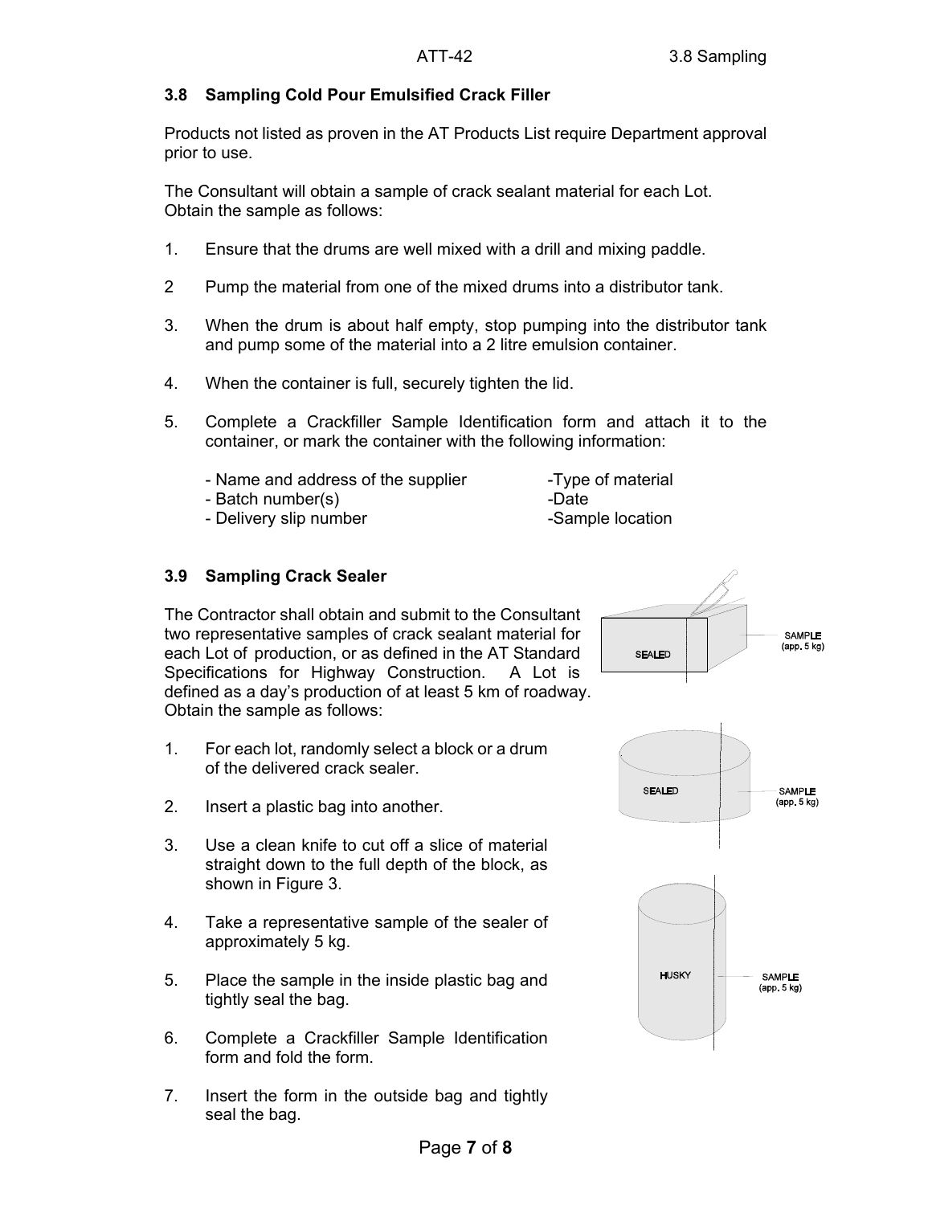### 3.8 Sampling Cold Pour Emulsified Crack Filler

Products not listed as proven in the AT Products List require Department approval prior to use.

The Consultant will obtain a sample of crack sealant material for each Lot. Obtain the sample as follows:

1. Ensure that the drums are well mixed with a drill and mixing paddle.
2. Pump the material from one of the mixed drums into a distributor tank.
3. When the drum is about half empty, stop pumping into the distributor tank and pump some of the material into a 2 litre emulsion container.
4. When the container is full, securely tighten the lid.
5. Complete a Crackfiller Sample Identification form and attach it to the container, or mark the container with the following information:

   - Name and address of the supplier
   - Batch number(s)
   - Delivery slip number
   - Type of material
   - Date
   - Sample location

### 3.9 Sampling Crack Sealer

The Contractor shall obtain and submit to the Consultant two representative samples of crack sealant material for each Lot of production, or as defined in the AT Standard Specifications for Highway Construction. A Lot is defined as a day's production of at least 5 km of roadway. Obtain the sample as follows:

1. For each lot, randomly select a block or a drum of the delivered crack sealer.
2. Insert a plastic bag into another.
3. Use a clean knife to cut off a slice of material straight down to the full depth of the block, as shown in Figure 3.
4. Take a representative sample of the sealer of approximately 5 kg.
5. Place the sample in the inside plastic bag and tightly seal the bag.
6. Complete a Crackfiller Sample Identification form and fold the form.
7. Insert the form in the outside bag and tightly seal the bag.